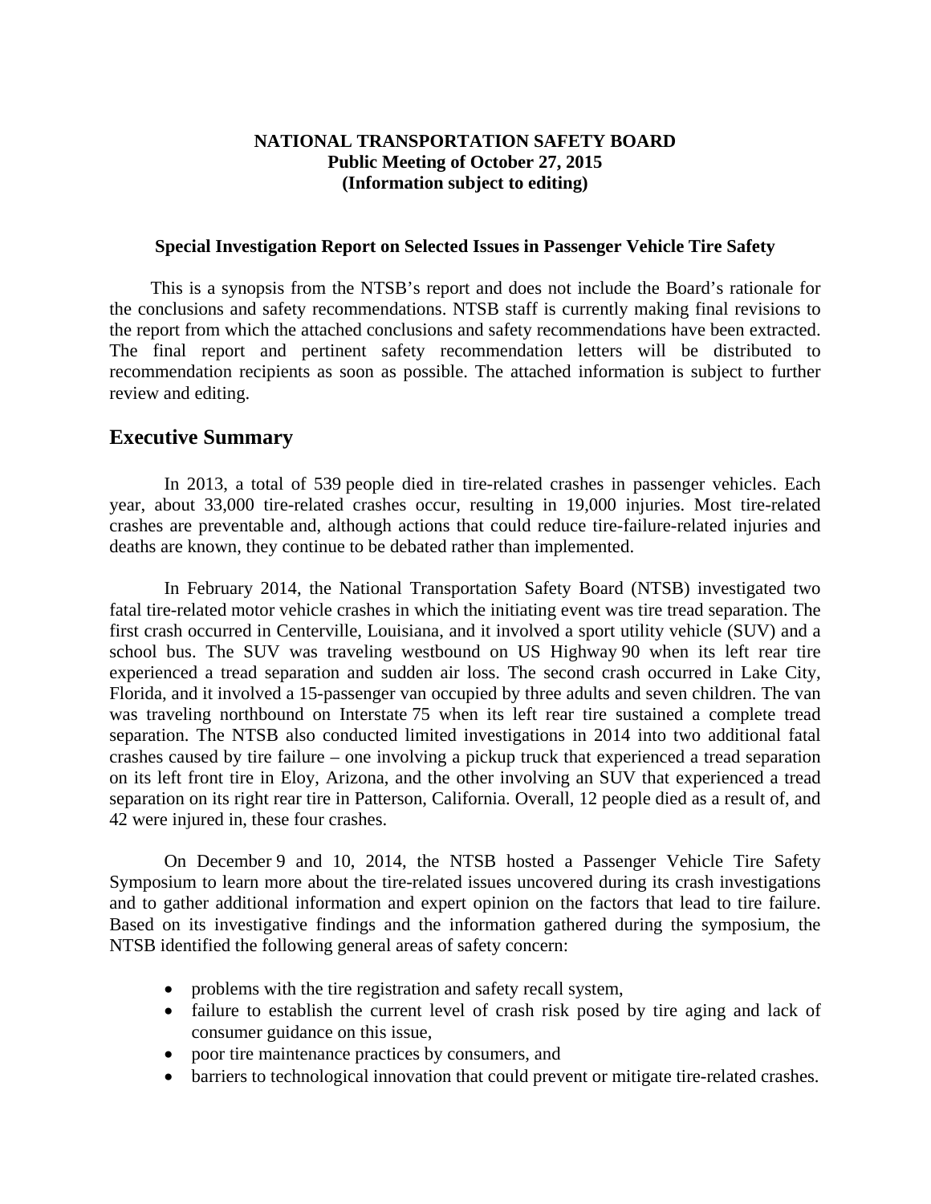**NATIONAL TRANSPORTATION SAFETY BOARD**
**Public Meeting of October 27, 2015**
**(Information subject to editing)**

**Special Investigation Report on Selected Issues in Passenger Vehicle Tire Safety**

This is a synopsis from the NTSB's report and does not include the Board's rationale for the conclusions and safety recommendations. NTSB staff is currently making final revisions to the report from which the attached conclusions and safety recommendations have been extracted. The final report and pertinent safety recommendation letters will be distributed to recommendation recipients as soon as possible. The attached information is subject to further review and editing.

## Executive Summary

In 2013, a total of 539 people died in tire-related crashes in passenger vehicles. Each year, about 33,000 tire-related crashes occur, resulting in 19,000 injuries. Most tire-related crashes are preventable and, although actions that could reduce tire-failure-related injuries and deaths are known, they continue to be debated rather than implemented.

In February 2014, the National Transportation Safety Board (NTSB) investigated two fatal tire-related motor vehicle crashes in which the initiating event was tire tread separation. The first crash occurred in Centerville, Louisiana, and it involved a sport utility vehicle (SUV) and a school bus. The SUV was traveling westbound on US Highway 90 when its left rear tire experienced a tread separation and sudden air loss. The second crash occurred in Lake City, Florida, and it involved a 15-passenger van occupied by three adults and seven children. The van was traveling northbound on Interstate 75 when its left rear tire sustained a complete tread separation. The NTSB also conducted limited investigations in 2014 into two additional fatal crashes caused by tire failure – one involving a pickup truck that experienced a tread separation on its left front tire in Eloy, Arizona, and the other involving an SUV that experienced a tread separation on its right rear tire in Patterson, California. Overall, 12 people died as a result of, and 42 were injured in, these four crashes.

On December 9 and 10, 2014, the NTSB hosted a Passenger Vehicle Tire Safety Symposium to learn more about the tire-related issues uncovered during its crash investigations and to gather additional information and expert opinion on the factors that lead to tire failure. Based on its investigative findings and the information gathered during the symposium, the NTSB identified the following general areas of safety concern:

- problems with the tire registration and safety recall system,
- failure to establish the current level of crash risk posed by tire aging and lack of consumer guidance on this issue,
- poor tire maintenance practices by consumers, and
- barriers to technological innovation that could prevent or mitigate tire-related crashes.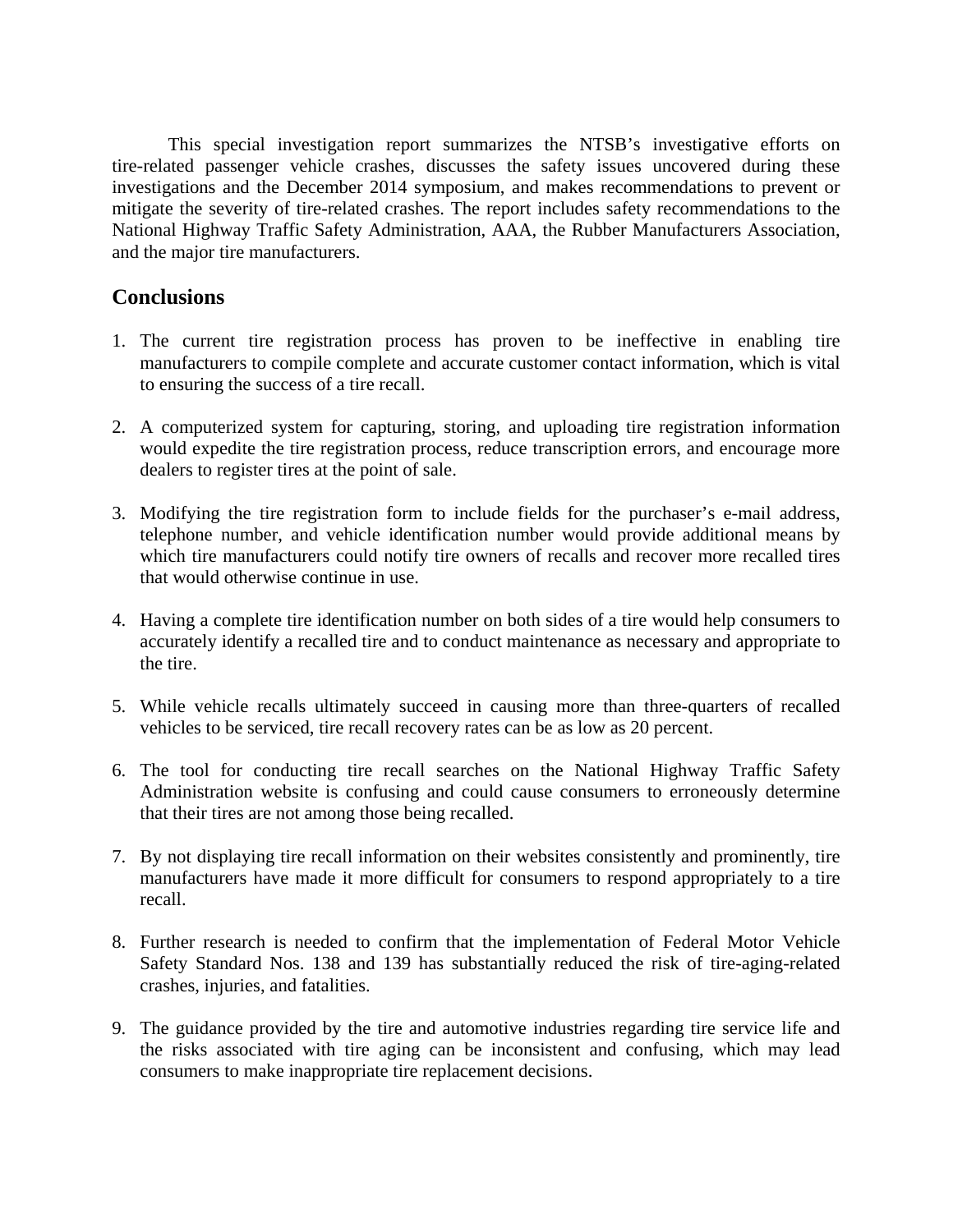This special investigation report summarizes the NTSB's investigative efforts on tire-related passenger vehicle crashes, discusses the safety issues uncovered during these investigations and the December 2014 symposium, and makes recommendations to prevent or mitigate the severity of tire-related crashes. The report includes safety recommendations to the National Highway Traffic Safety Administration, AAA, the Rubber Manufacturers Association, and the major tire manufacturers.

## Conclusions

1. The current tire registration process has proven to be ineffective in enabling tire manufacturers to compile complete and accurate customer contact information, which is vital to ensuring the success of a tire recall.

2. A computerized system for capturing, storing, and uploading tire registration information would expedite the tire registration process, reduce transcription errors, and encourage more dealers to register tires at the point of sale.

3. Modifying the tire registration form to include fields for the purchaser's e-mail address, telephone number, and vehicle identification number would provide additional means by which tire manufacturers could notify tire owners of recalls and recover more recalled tires that would otherwise continue in use.

4. Having a complete tire identification number on both sides of a tire would help consumers to accurately identify a recalled tire and to conduct maintenance as necessary and appropriate to the tire.

5. While vehicle recalls ultimately succeed in causing more than three-quarters of recalled vehicles to be serviced, tire recall recovery rates can be as low as 20 percent.

6. The tool for conducting tire recall searches on the National Highway Traffic Safety Administration website is confusing and could cause consumers to erroneously determine that their tires are not among those being recalled.

7. By not displaying tire recall information on their websites consistently and prominently, tire manufacturers have made it more difficult for consumers to respond appropriately to a tire recall.

8. Further research is needed to confirm that the implementation of Federal Motor Vehicle Safety Standard Nos. 138 and 139 has substantially reduced the risk of tire-aging-related crashes, injuries, and fatalities.

9. The guidance provided by the tire and automotive industries regarding tire service life and the risks associated with tire aging can be inconsistent and confusing, which may lead consumers to make inappropriate tire replacement decisions.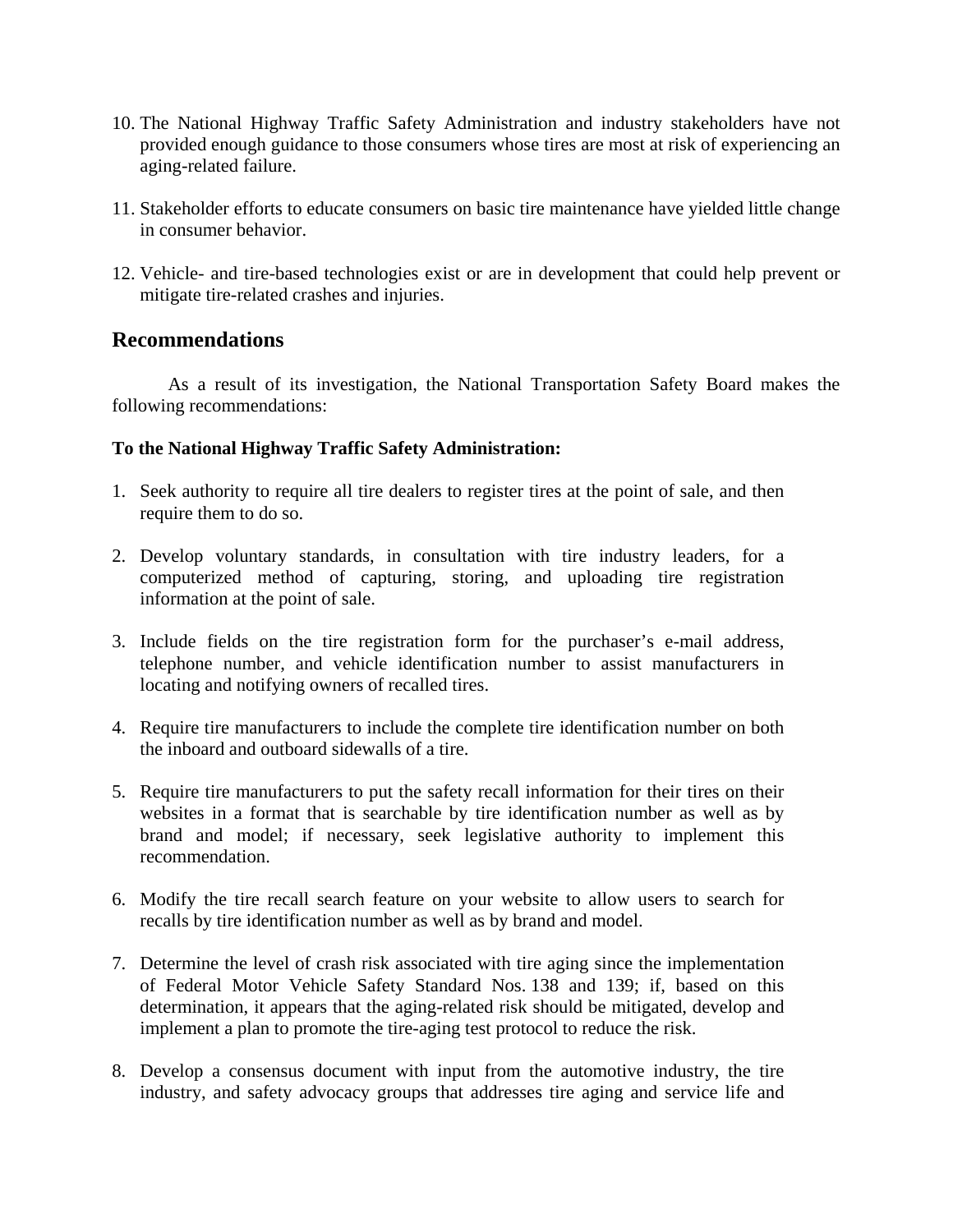10. The National Highway Traffic Safety Administration and industry stakeholders have not provided enough guidance to those consumers whose tires are most at risk of experiencing an aging-related failure.

11. Stakeholder efforts to educate consumers on basic tire maintenance have yielded little change in consumer behavior.

12. Vehicle- and tire-based technologies exist or are in development that could help prevent or mitigate tire-related crashes and injuries.

## Recommendations

As a result of its investigation, the National Transportation Safety Board makes the following recommendations:

**To the National Highway Traffic Safety Administration:**

1. Seek authority to require all tire dealers to register tires at the point of sale, and then require them to do so.

2. Develop voluntary standards, in consultation with tire industry leaders, for a computerized method of capturing, storing, and uploading tire registration information at the point of sale.

3. Include fields on the tire registration form for the purchaser's e-mail address, telephone number, and vehicle identification number to assist manufacturers in locating and notifying owners of recalled tires.

4. Require tire manufacturers to include the complete tire identification number on both the inboard and outboard sidewalls of a tire.

5. Require tire manufacturers to put the safety recall information for their tires on their websites in a format that is searchable by tire identification number as well as by brand and model; if necessary, seek legislative authority to implement this recommendation.

6. Modify the tire recall search feature on your website to allow users to search for recalls by tire identification number as well as by brand and model.

7. Determine the level of crash risk associated with tire aging since the implementation of Federal Motor Vehicle Safety Standard Nos. 138 and 139; if, based on this determination, it appears that the aging-related risk should be mitigated, develop and implement a plan to promote the tire-aging test protocol to reduce the risk.

8. Develop a consensus document with input from the automotive industry, the tire industry, and safety advocacy groups that addresses tire aging and service life and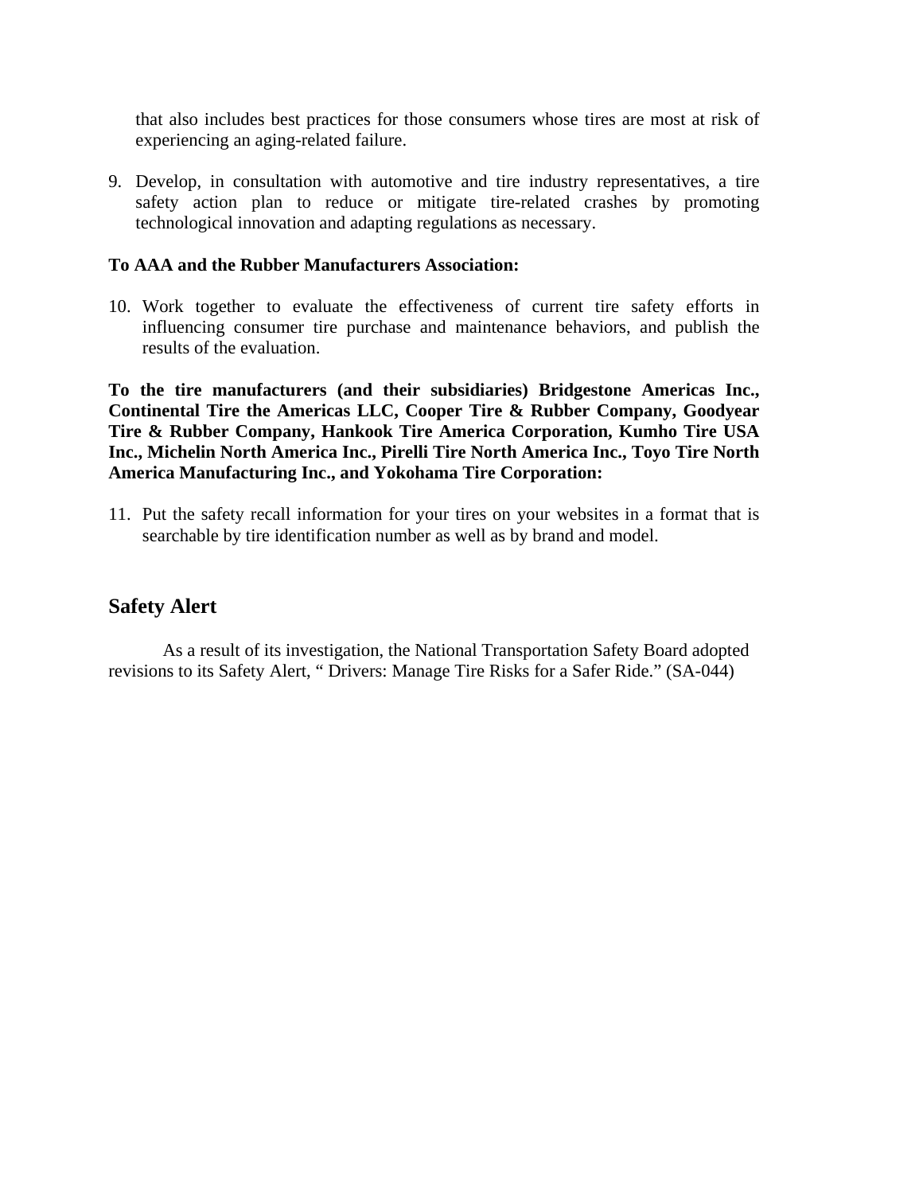that also includes best practices for those consumers whose tires are most at risk of experiencing an aging-related failure.

9. Develop, in consultation with automotive and tire industry representatives, a tire safety action plan to reduce or mitigate tire-related crashes by promoting technological innovation and adapting regulations as necessary.

**To AAA and the Rubber Manufacturers Association:**

10. Work together to evaluate the effectiveness of current tire safety efforts in influencing consumer tire purchase and maintenance behaviors, and publish the results of the evaluation.

**To the tire manufacturers (and their subsidiaries) Bridgestone Americas Inc., Continental Tire the Americas LLC, Cooper Tire & Rubber Company, Goodyear Tire & Rubber Company, Hankook Tire America Corporation, Kumho Tire USA Inc., Michelin North America Inc., Pirelli Tire North America Inc., Toyo Tire North America Manufacturing Inc., and Yokohama Tire Corporation:**

11. Put the safety recall information for your tires on your websites in a format that is searchable by tire identification number as well as by brand and model.

## Safety Alert

As a result of its investigation, the National Transportation Safety Board adopted revisions to its Safety Alert, " Drivers: Manage Tire Risks for a Safer Ride." (SA-044)